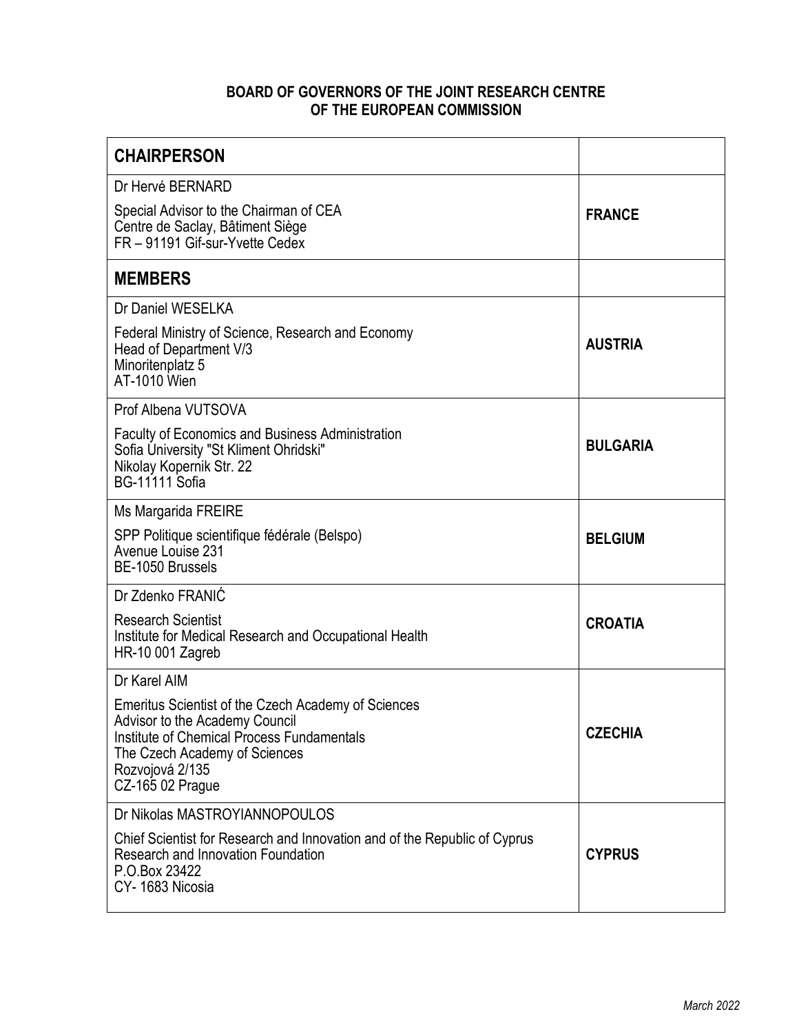**BOARD OF GOVERNORS OF THE JOINT RESEARCH CENTRE OF THE EUROPEAN COMMISSION**

| **CHAIRPERSON** | |
|---|---|
| Dr Hervé BERNARD<br><br>Special Advisor to the Chairman of CEA<br>Centre de Saclay, Bâtiment Siège<br>FR – 91191 Gif-sur-Yvette Cedex | **FRANCE** |
| **MEMBERS** | |
| Dr Daniel WESELKA<br><br>Federal Ministry of Science, Research and Economy<br>Head of Department V/3<br>Minoritenplatz 5<br>AT-1010 Wien | **AUSTRIA** |
| Prof Albena VUTSOVA<br><br>Faculty of Economics and Business Administration<br>Sofia University "St Kliment Ohridski"<br>Nikolay Kopernik Str. 22<br>BG-11111 Sofia | **BULGARIA** |
| Ms Margarida FREIRE<br><br>SPP Politique scientifique fédérale (Belspo)<br>Avenue Louise 231<br>BE-1050 Brussels | **BELGIUM** |
| Dr Zdenko FRANIĆ<br><br>Research Scientist<br>Institute for Medical Research and Occupational Health<br>HR-10 001 Zagreb | **CROATIA** |
| Dr Karel AIM<br><br>Emeritus Scientist of the Czech Academy of Sciences<br>Advisor to the Academy Council<br>Institute of Chemical Process Fundamentals<br>The Czech Academy of Sciences<br>Rozvojová 2/135<br>CZ-165 02 Prague | **CZECHIA** |
| Dr Nikolas MASTROYIANNOPOULOS<br><br>Chief Scientist for Research and Innovation and of the Republic of Cyprus<br>Research and Innovation Foundation<br>P.O.Box 23422<br>CY- 1683 Nicosia | **CYPRUS** |

*March 2022*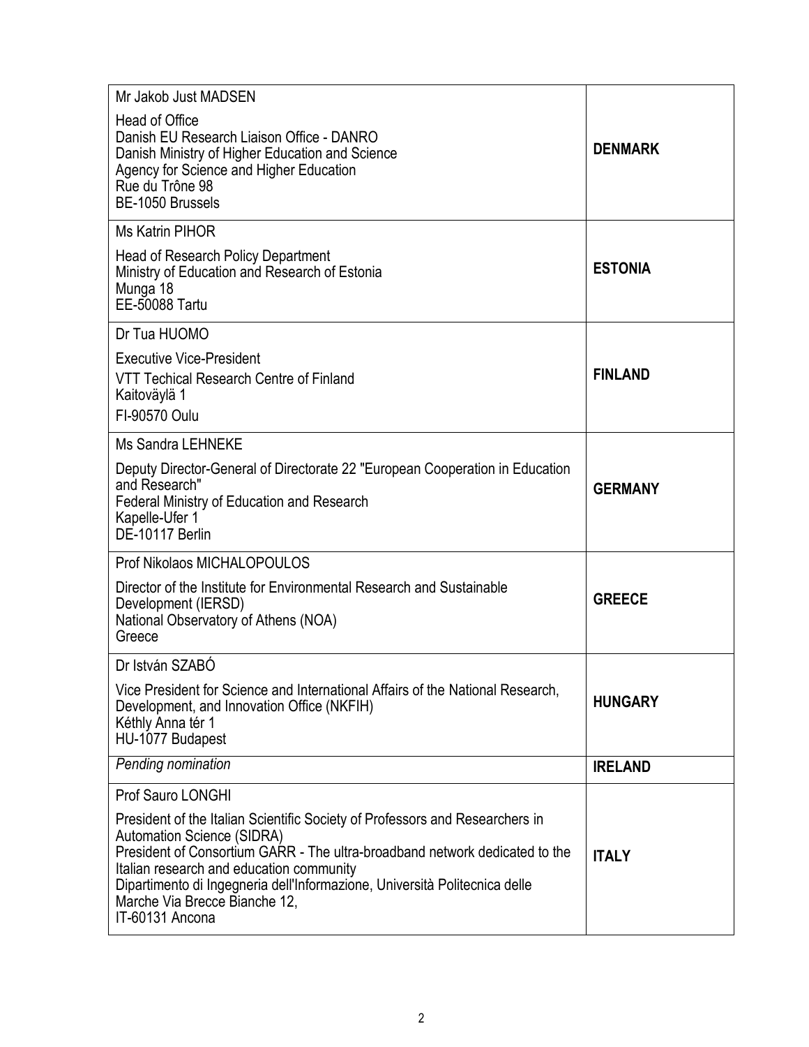| | |
|---|---|
| Mr Jakob Just MADSEN<br><br>Head of Office<br>Danish EU Research Liaison Office - DANRO<br>Danish Ministry of Higher Education and Science<br>Agency for Science and Higher Education<br>Rue du Trône 98<br>BE-1050 Brussels | **DENMARK** |
| Ms Katrin PIHOR<br><br>Head of Research Policy Department<br>Ministry of Education and Research of Estonia<br>Munga 18<br>EE-50088 Tartu | **ESTONIA** |
| Dr Tua HUOMO<br><br>Executive Vice-President<br>VTT Techical Research Centre of Finland<br>Kaitoväylä 1<br>FI-90570 Oulu | **FINLAND** |
| Ms Sandra LEHNEKE<br><br>Deputy Director-General of Directorate 22 "European Cooperation in Education and Research"<br>Federal Ministry of Education and Research<br>Kapelle-Ufer 1<br>DE-10117 Berlin | **GERMANY** |
| Prof Nikolaos MICHALOPOULOS<br><br>Director of the Institute for Environmental Research and Sustainable Development (IERSD)<br>National Observatory of Athens (NOA)<br>Greece | **GREECE** |
| Dr István SZABÓ<br><br>Vice President for Science and International Affairs of the National Research, Development, and Innovation Office (NKFIH)<br>Kéthly Anna tér 1<br>HU-1077 Budapest | **HUNGARY** |
| *Pending nomination* | **IRELAND** |
| Prof Sauro LONGHI<br><br>President of the Italian Scientific Society of Professors and Researchers in Automation Science (SIDRA)<br>President of Consortium GARR - The ultra-broadband network dedicated to the Italian research and education community<br>Dipartimento di Ingegneria dell'Informazione, Università Politecnica delle Marche Via Brecce Bianche 12,<br>IT-60131 Ancona | **ITALY** |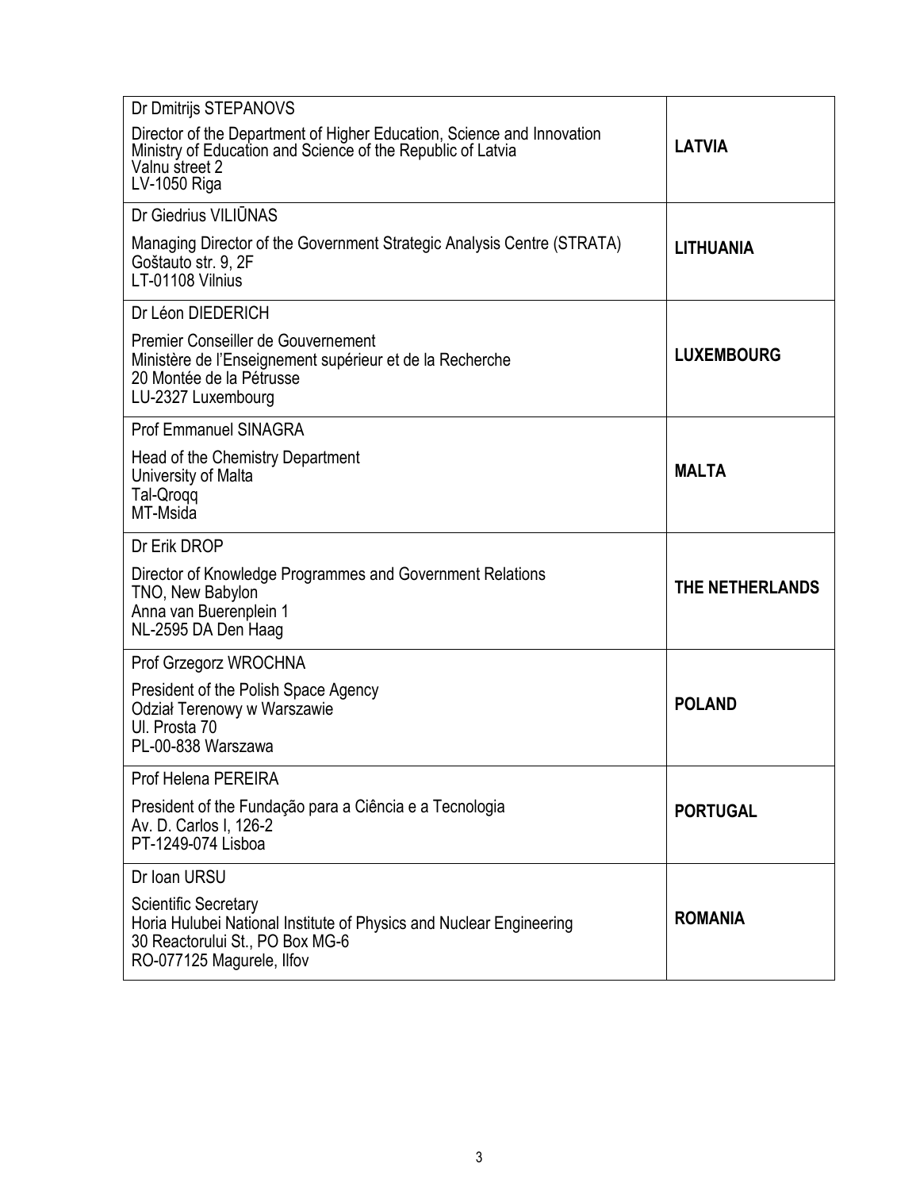| | |
|---|---|
| Dr Dmitrijs STEPANOVS<br><br>Director of the Department of Higher Education, Science and Innovation<br>Ministry of Education and Science of the Republic of Latvia<br>Valnu street 2<br>LV-1050 Riga | **LATVIA** |
| Dr Giedrius VILIŪNAS<br><br>Managing Director of the Government Strategic Analysis Centre (STRATA)<br>Goštauto str. 9, 2F<br>LT-01108 Vilnius | **LITHUANIA** |
| Dr Léon DIEDERICH<br><br>Premier Conseiller de Gouvernement<br>Ministère de l'Enseignement supérieur et de la Recherche<br>20 Montée de la Pétrusse<br>LU-2327 Luxembourg | **LUXEMBOURG** |
| Prof Emmanuel SINAGRA<br><br>Head of the Chemistry Department<br>University of Malta<br>Tal-Qroqq<br>MT-Msida | **MALTA** |
| Dr Erik DROP<br><br>Director of Knowledge Programmes and Government Relations<br>TNO, New Babylon<br>Anna van Buerenplein 1<br>NL-2595 DA Den Haag | **THE NETHERLANDS** |
| Prof Grzegorz WROCHNA<br><br>President of the Polish Space Agency<br>Odział Terenowy w Warszawie<br>Ul. Prosta 70<br>PL-00-838 Warszawa | **POLAND** |
| Prof Helena PEREIRA<br><br>President of the Fundação para a Ciência e a Tecnologia<br>Av. D. Carlos I, 126-2<br>PT-1249-074 Lisboa | **PORTUGAL** |
| Dr Ioan URSU<br><br>Scientific Secretary<br>Horia Hulubei National Institute of Physics and Nuclear Engineering<br>30 Reactorului St., PO Box MG-6<br>RO-077125 Magurele, Ilfov | **ROMANIA** |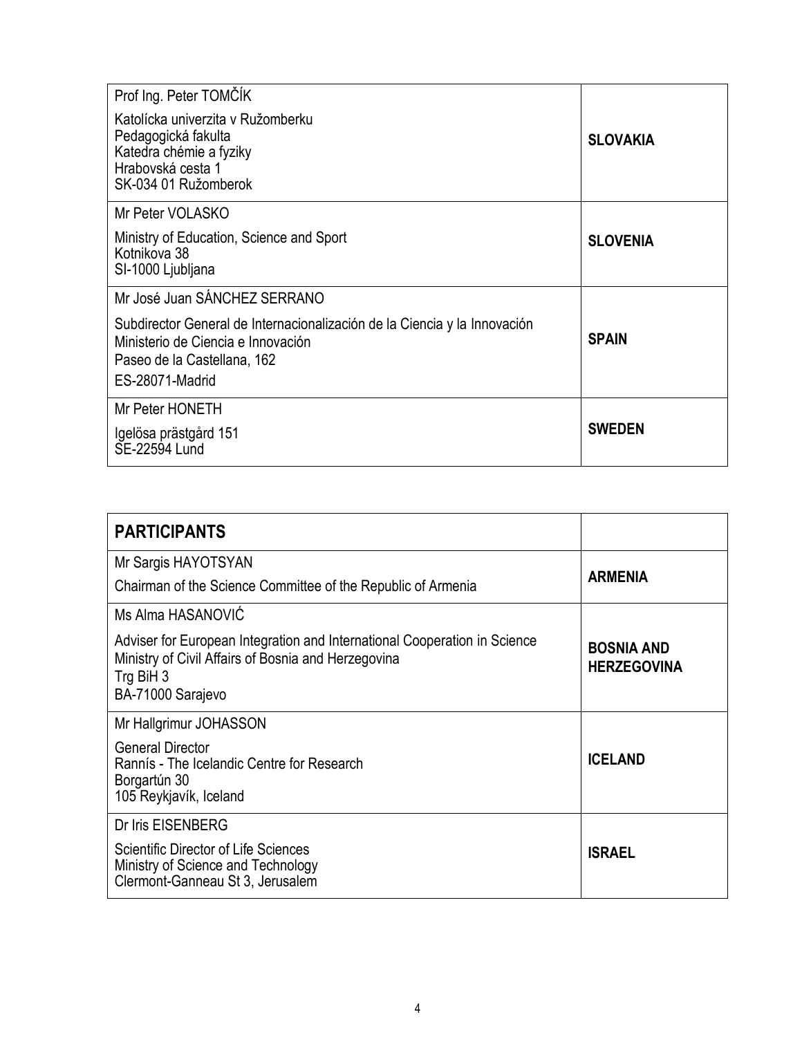| | |
|---|---|
| Prof Ing. Peter TOMČÍK<br><br>Katolícka univerzita v Ružomberku<br>Pedagogická fakulta<br>Katedra chémie a fyziky<br>Hrabovská cesta 1<br>SK-034 01 Ružomberok | **SLOVAKIA** |
| Mr Peter VOLASKO<br><br>Ministry of Education, Science and Sport<br>Kotnikova 38<br>SI-1000 Ljubljana | **SLOVENIA** |
| Mr José Juan SÁNCHEZ SERRANO<br><br>Subdirector General de Internacionalización de la Ciencia y la Innovación<br>Ministerio de Ciencia e Innovación<br>Paseo de la Castellana, 162<br>ES-28071-Madrid | **SPAIN** |
| Mr Peter HONETH<br><br>Igelösa prästgård 151<br>SE-22594 Lund | **SWEDEN** |

| **PARTICIPANTS** | |
|---|---|
| Mr Sargis HAYOTSYAN<br><br>Chairman of the Science Committee of the Republic of Armenia | **ARMENIA** |
| Ms Alma HASANOVIĆ<br><br>Adviser for European Integration and International Cooperation in Science<br>Ministry of Civil Affairs of Bosnia and Herzegovina<br>Trg BiH 3<br>BA-71000 Sarajevo | **BOSNIA AND HERZEGOVINA** |
| Mr Hallgrimur JOHASSON<br><br>General Director<br>Rannís - The Icelandic Centre for Research<br>Borgartún 30<br>105 Reykjavík, Iceland | **ICELAND** |
| Dr Iris EISENBERG<br><br>Scientific Director of Life Sciences<br>Ministry of Science and Technology<br>Clermont-Ganneau St 3, Jerusalem | **ISRAEL** |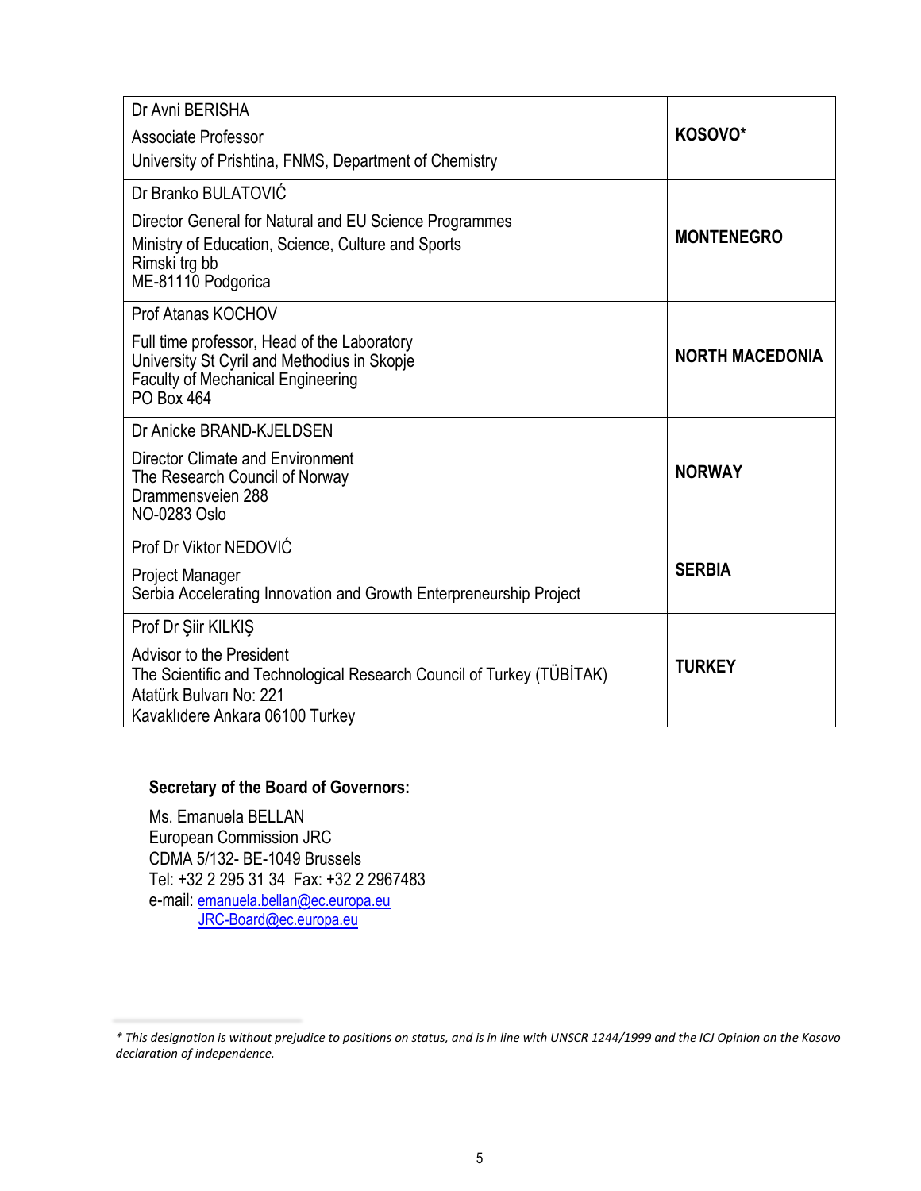| | |
|---|---|
| Dr Avni BERISHA<br>Associate Professor<br>University of Prishtina, FNMS, Department of Chemistry | **KOSOVO*** |
| Dr Branko BULATOVIĆ<br>Director General for Natural and EU Science Programmes<br>Ministry of Education, Science, Culture and Sports<br>Rimski trg bb<br>ME-81110 Podgorica | **MONTENEGRO** |
| Prof Atanas KOCHOV<br>Full time professor, Head of the Laboratory<br>University St Cyril and Methodius in Skopje<br>Faculty of Mechanical Engineering<br>PO Box 464 | **NORTH MACEDONIA** |
| Dr Anicke BRAND-KJELDSEN<br>Director Climate and Environment<br>The Research Council of Norway<br>Drammensveien 288<br>NO-0283 Oslo | **NORWAY** |
| Prof Dr Viktor NEDOVIĆ<br>Project Manager<br>Serbia Accelerating Innovation and Growth Enterpreneurship Project | **SERBIA** |
| Prof Dr Şiir KILKIŞ<br>Advisor to the President<br>The Scientific and Technological Research Council of Turkey (TÜBİTAK)<br>Atatürk Bulvarı No: 221<br>Kavaklıdere Ankara 06100 Turkey | **TURKEY** |

**Secretary of the Board of Governors:**

Ms. Emanuela BELLAN
European Commission JRC
CDMA 5/132- BE-1049 Brussels
Tel: +32 2 295 31 34 Fax: +32 2 2967483
e-mail: emanuela.bellan@ec.europa.eu
JRC-Board@ec.europa.eu

*\* This designation is without prejudice to positions on status, and is in line with UNSCR 1244/1999 and the ICJ Opinion on the Kosovo declaration of independence.*